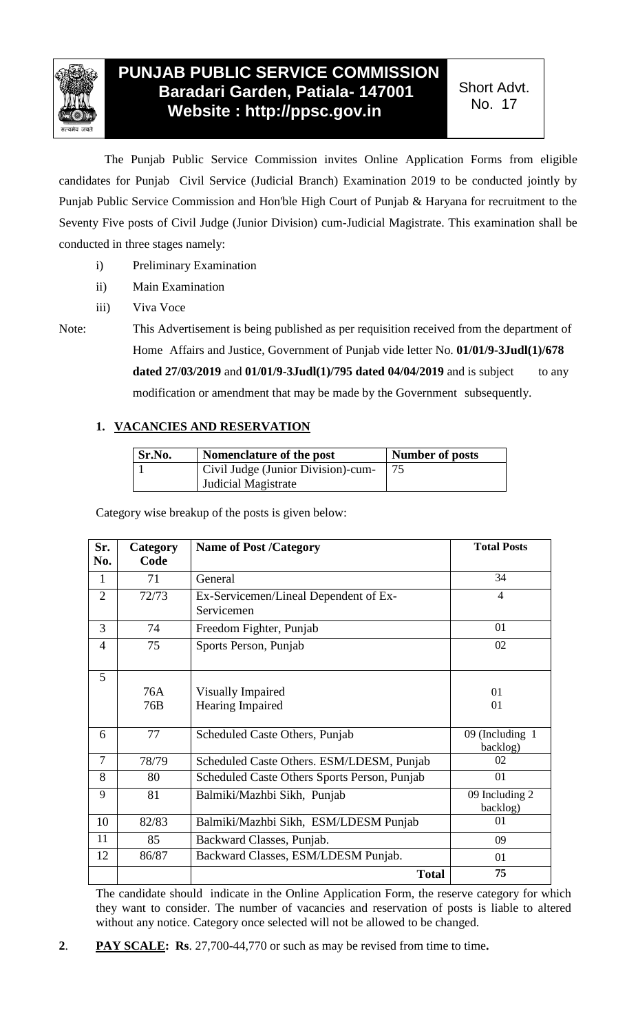# PUNJAB PUBLIC SERVICE COMMISSION
## Baradari Garden, Patiala- 147001
## Website : http://ppsc.gov.in

Short Advt. No. 17

The Punjab Public Service Commission invites Online Application Forms from eligible candidates for Punjab Civil Service (Judicial Branch) Examination 2019 to be conducted jointly by Punjab Public Service Commission and Hon'ble High Court of Punjab & Haryana for recruitment to the Seventy Five posts of Civil Judge (Junior Division) cum-Judicial Magistrate. This examination shall be conducted in three stages namely:

- i) Preliminary Examination
- ii) Main Examination
- iii) Viva Voce

Note: This Advertisement is being published as per requisition received from the department of Home Affairs and Justice, Government of Punjab vide letter No. **01/01/9-3Judl(1)/678 dated 27/03/2019** and **01/01/9-3Judl(1)/795 dated 04/04/2019** and is subject to any modification or amendment that may be made by the Government subsequently.

**1. VACANCIES AND RESERVATION**

| Sr.No. | Nomenclature of the post | Number of posts |
|---|---|---|
| 1 | Civil Judge (Junior Division)-cum-Judicial Magistrate | 75 |

Category wise breakup of the posts is given below:

| Sr. No. | Category Code | Name of Post /Category | Total Posts |
|---|---|---|---|
| 1 | 71 | General | 34 |
| 2 | 72/73 | Ex-Servicemen/Lineal Dependent of Ex-Servicemen | 4 |
| 3 | 74 | Freedom Fighter, Punjab | 01 |
| 4 | 75 | Sports Person, Punjab | 02 |
| 5 | 76A<br>76B | Visually Impaired<br>Hearing Impaired | 01<br>01 |
| 6 | 77 | Scheduled Caste Others, Punjab | 09 (Including 1 backlog) |
| 7 | 78/79 | Scheduled Caste Others. ESM/LDESM, Punjab | 02 |
| 8 | 80 | Scheduled Caste Others Sports Person, Punjab | 01 |
| 9 | 81 | Balmiki/Mazhbi Sikh, Punjab | 09 Including 2 backlog) |
| 10 | 82/83 | Balmiki/Mazhbi Sikh, ESM/LDESM Punjab | 01 |
| 11 | 85 | Backward Classes, Punjab. | 09 |
| 12 | 86/87 | Backward Classes, ESM/LDESM Punjab. | 01 |
| | | **Total** | **75** |

The candidate should indicate in the Online Application Form, the reserve category for which they want to consider. The number of vacancies and reservation of posts is liable to altered without any notice. Category once selected will not be allowed to be changed.

**2**. **PAY SCALE: Rs**. 27,700-44,770 or such as may be revised from time to time**.**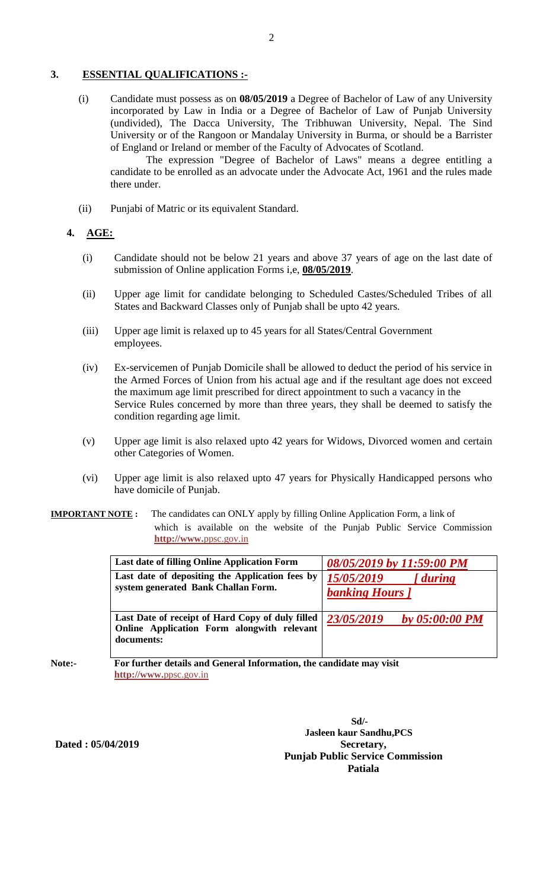## 3. ESSENTIAL QUALIFICATIONS :-

(i) Candidate must possess as on **08/05/2019** a Degree of Bachelor of Law of any University incorporated by Law in India or a Degree of Bachelor of Law of Punjab University (undivided), The Dacca University, The Tribhuwan University, Nepal. The Sind University or of the Rangoon or Mandalay University in Burma, or should be a Barrister of England or Ireland or member of the Faculty of Advocates of Scotland.

The expression "Degree of Bachelor of Laws" means a degree entitling a candidate to be enrolled as an advocate under the Advocate Act, 1961 and the rules made there under.

(ii) Punjabi of Matric or its equivalent Standard.

## 4. AGE:

(i) Candidate should not be below 21 years and above 37 years of age on the last date of submission of Online application Forms i,e, **08/05/2019**.

(ii) Upper age limit for candidate belonging to Scheduled Castes/Scheduled Tribes of all States and Backward Classes only of Punjab shall be upto 42 years.

(iii) Upper age limit is relaxed up to 45 years for all States/Central Government employees.

(iv) Ex-servicemen of Punjab Domicile shall be allowed to deduct the period of his service in the Armed Forces of Union from his actual age and if the resultant age does not exceed the maximum age limit prescribed for direct appointment to such a vacancy in the Service Rules concerned by more than three years, they shall be deemed to satisfy the condition regarding age limit.

(v) Upper age limit is also relaxed upto 42 years for Widows, Divorced women and certain other Categories of Women.

(vi) Upper age limit is also relaxed upto 47 years for Physically Handicapped persons who have domicile of Punjab.

**IMPORTANT NOTE :** The candidates can ONLY apply by filling Online Application Form, a link of which is available on the website of the Punjab Public Service Commission **http://www.**ppsc.gov.in

| | |
|---|---|
| **Last date of filling Online Application Form** | ***08/05/2019 by 11:59:00 PM*** |
| **Last date of depositing the Application fees by system generated Bank Challan Form.** | ***15/05/2019 [ during banking Hours ]*** |
| **Last Date of receipt of Hard Copy of duly filled Online Application Form alongwith relevant documents:** | ***23/05/2019 by 05:00:00 PM*** |

**Note:-** **For further details and General Information, the candidate may visit http://www.**ppsc.gov.in

**Dated : 05/04/2019**

**Sd/-**
**Jasleen kaur Sandhu,PCS**
**Secretary,**
**Punjab Public Service Commission**
**Patiala**